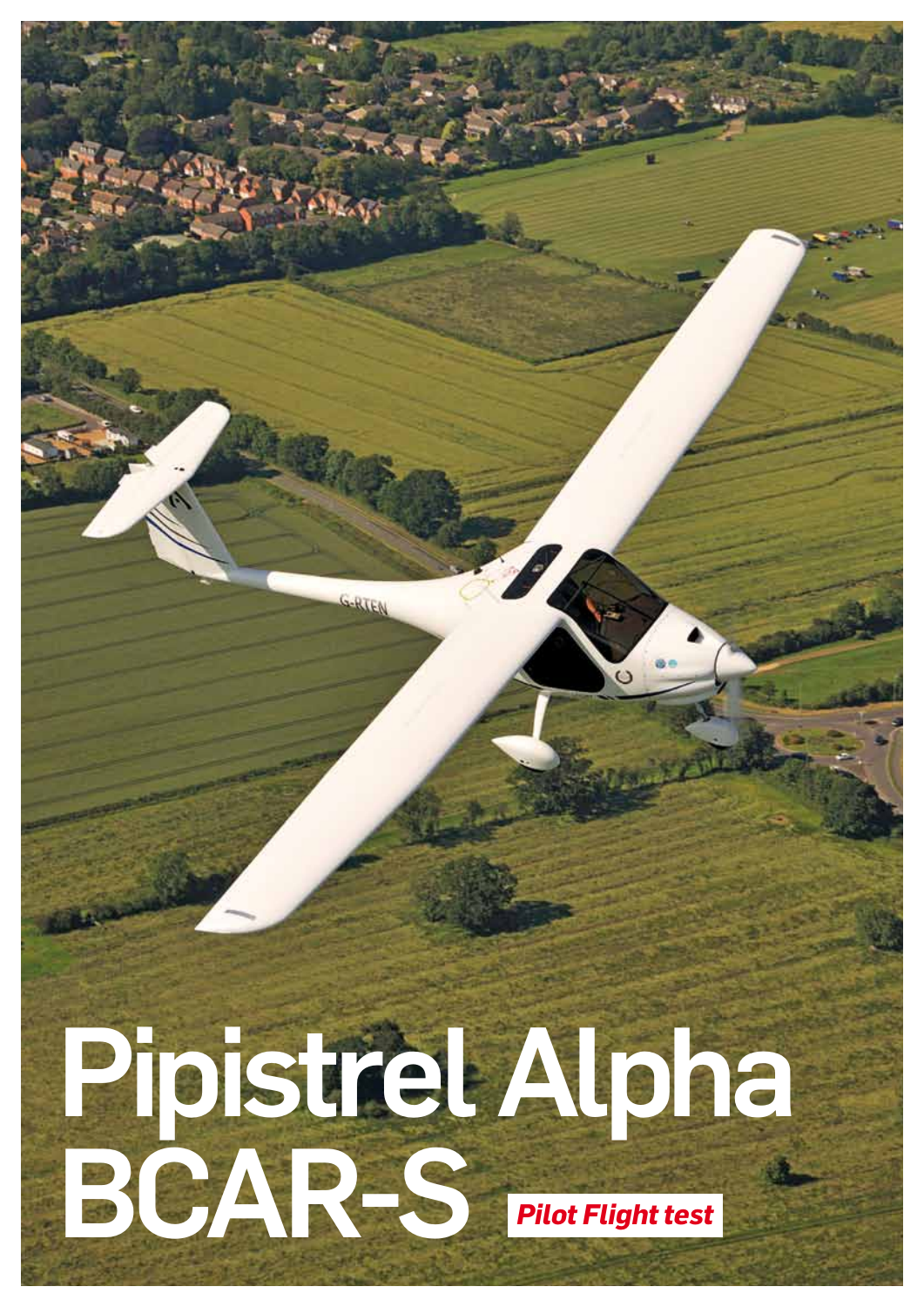# Pipistrel Alpha BCAR-S

*Pilot Flight test*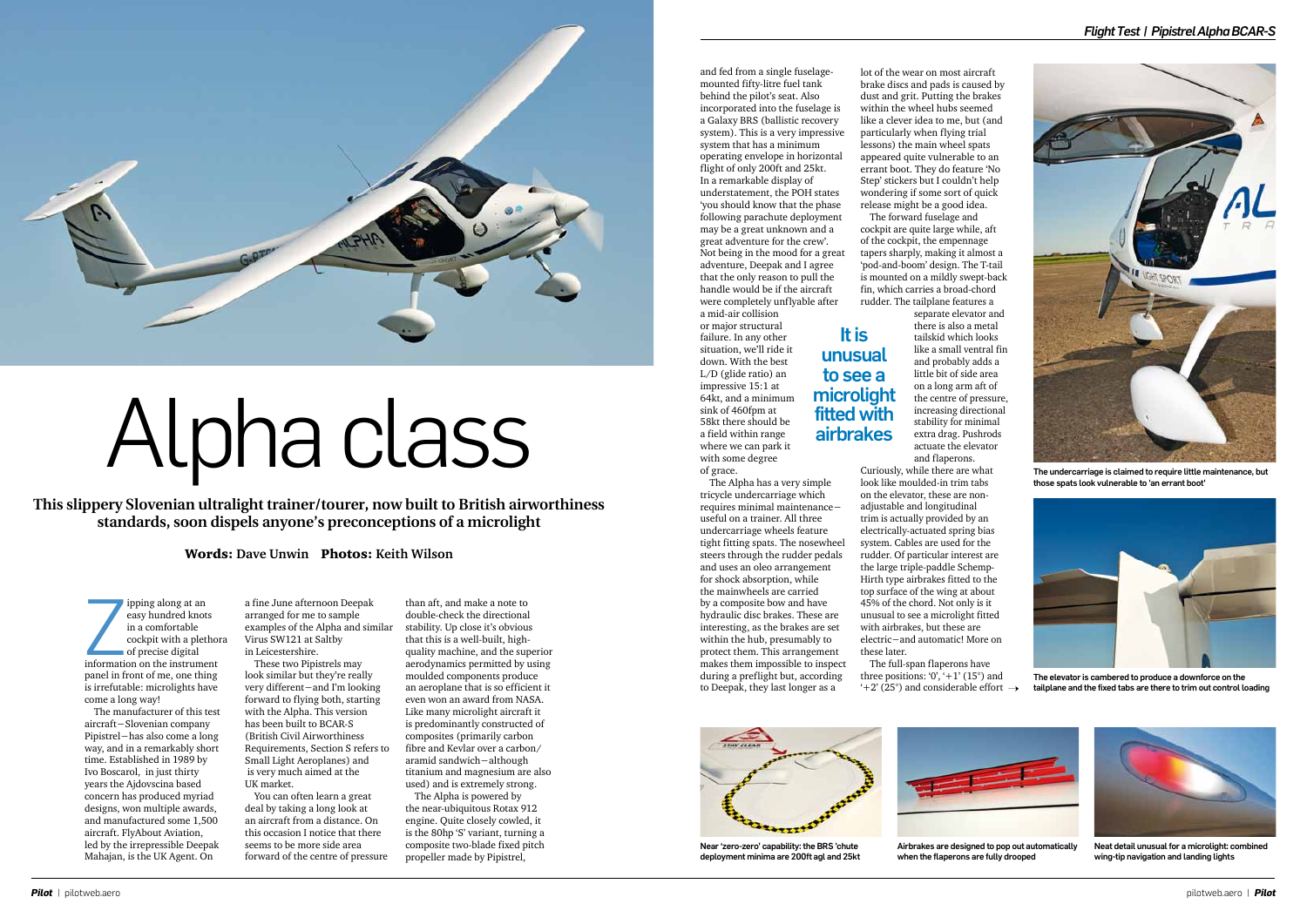# Alpha class

**This slippery Slovenian ultralight trainer/tourer, now built to British airworthiness standards, soon dispels anyone's preconceptions of a microlight**

**Words:** Dave Unwin **Photos:** Keith Wilson

Zipping along at an easy hundred knots in a comfortable cockpit with a plethora of precise digital information on the instrument panel in front of me, one thing is irrefutable: microlights have come a long way!

The manufacturer of this test aircraft—Slovenian company Pipistrel—has also come a long way, and in a remarkably short time. Established in 1989 by Ivo Boscarol, in just thirty years the Ajdovscina based concern has produced myriad designs, won multiple awards, and manufactured some 1,500 aircraft. FlyAbout Aviation, led by the irrepressible Deepak Mahajan, is the UK Agent. On a fine June afternoon Deepak arranged for me to sample examples of the Alpha and similar Virus SW121 at Saltby in Leicestershire.

These two Pipistrels may look similar but they're really very different—and I'm looking forward to flying both, starting with the Alpha. This version has been built to BCAR-S (British Civil Airworthiness Requirements, Section S refers to Small Light Aeroplanes) and is very much aimed at the UK market.

You can often learn a great deal by taking a long look at an aircraft from a distance. On this occasion I notice that there seems to be more side area forward of the centre of pressure than aft, and make a note to double-check the directional stability. Up close it's obvious that this is a well-built, high-quality machine, and the superior aerodynamics permitted by using moulded components produce an aeroplane that is so efficient it even won an award from NASA. Like many microlight aircraft it is predominantly constructed of composites (primarily carbon fibre and Kevlar over a carbon/aramid sandwich—although titanium and magnesium are also used) and is extremely strong.

The Alpha is powered by the near-ubiquitous Rotax 912 engine. Quite closely cowled, it is the 80hp 'S' variant, turning a composite two-blade fixed pitch propeller made by Pipistrel, and fed from a single fuselage-mounted fifty-litre fuel tank behind the pilot's seat. Also incorporated into the fuselage is a Galaxy BRS (ballistic recovery system). This is a very impressive system that has a minimum operating envelope in horizontal flight of only 200ft and 25kt. In a remarkable display of understatement, the POH states 'you should know that the phase following parachute deployment may be a great unknown and a great adventure for the crew'. Not being in the mood for a great adventure, Deepak and I agree that the only reason to pull the handle would be if the aircraft were completely unflyable after a mid-air collision or major structural failure. In any other situation, we'll ride it down. With the best L/D (glide ratio) an impressive 15:1 at 64kt, and a minimum sink of 460fpm at 58kt there should be a field within range where we can park it with some degree of grace.

The Alpha has a very simple tricycle undercarriage which requires minimal maintenance—useful on a trainer. All three undercarriage wheels feature tight fitting spats. The nosewheel steers through the rudder pedals and uses an oleo arrangement for shock absorption, while the mainwheels are carried by a composite bow and have hydraulic disc brakes. These are interesting, as the brakes are set within the hub, presumably to protect them. This arrangement makes them impossible to inspect during a preflight but, according to Deepak, they last longer as a lot of the wear on most aircraft brake discs and pads is caused by dust and grit. Putting the brakes within the wheel hubs seemed like a clever idea to me, but (and particularly when flying trial lessons) the main wheel spats appeared quite vulnerable to an errant boot. They do feature 'No Step' stickers but I couldn't help wondering if some sort of quick release might be a good idea.

The forward fuselage and cockpit are quite large while, aft of the cockpit, the empennage tapers sharply, making it almost a 'pod-and-boom' design. The T-tail is mounted on a mildly swept-back fin, which carries a broad-chord rudder. The tailplane features a separate elevator and there is also a metal tailskid which looks like a small ventral fin and probably adds a little bit of side area on a long arm aft of the centre of pressure, increasing directional stability for minimal extra drag. Pushrods actuate the elevator and flaperons.

**It is unusual to see a microlight fitted with airbrakes**

Curiously, while there are what look like moulded-in trim tabs on the elevator, these are non-adjustable and longitudinal trim is actually provided by an electrically-actuated spring bias system. Cables are used for the rudder. Of particular interest are the large triple-paddle Schemp-Hirth type airbrakes fitted to the top surface of the wing at about 45% of the chord. Not only is it unusual to see a microlight fitted with airbrakes, but these are electric—and automatic! More on these later.

The full-span flaperons have three positions: '0', '+1' (15°) and '+2' (25°) and considerable effort →

The undercarriage is claimed to require little maintenance, but those spats look vulnerable to 'an errant boot'

The elevator is cambered to produce a downforce on the tailplane and the fixed tabs are there to trim out control loading

Near 'zero-zero' capability: the BRS 'chute deployment minima are 200ft agl and 25kt

Airbrakes are designed to pop out automatically when the flaperons are fully drooped

Neat detail unusual for a microlight: combined wing-tip navigation and landing lights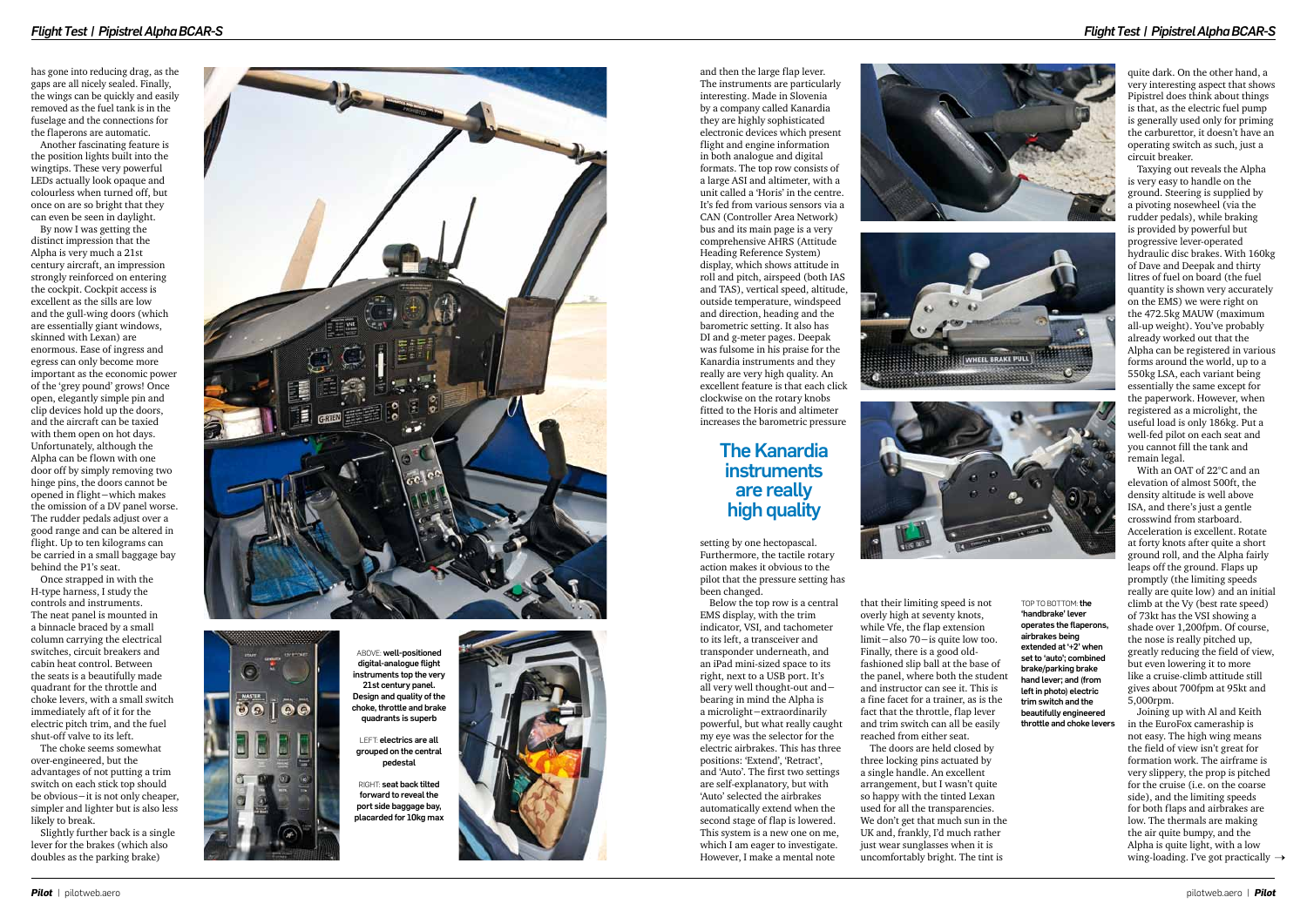has gone into reducing drag, as the gaps are all nicely sealed. Finally, the wings can be quickly and easily removed as the fuel tank is in the fuselage and the connections for the flaperons are automatic.

Another fascinating feature is the position lights built into the wingtips. These very powerful LEDs actually look opaque and colourless when turned off, but once on are so bright that they can even be seen in daylight.

By now I was getting the distinct impression that the Alpha is very much a 21st century aircraft, an impression strongly reinforced on entering the cockpit. Cockpit access is excellent as the sills are low and the gull-wing doors (which are essentially giant windows, skinned with Lexan) are enormous. Ease of ingress and egress can only become more important as the economic power of the 'grey pound' grows! Once open, elegantly simple pin and clip devices hold up the doors, and the aircraft can be taxied with them open on hot days. Unfortunately, although the Alpha can be flown with one door off by simply removing two hinge pins, the doors cannot be opened in flight—which makes the omission of a DV panel worse. The rudder pedals adjust over a good range and can be altered in flight. Up to ten kilograms can be carried in a small baggage bay behind the P1's seat.

Once strapped in with the H-type harness, I study the controls and instruments. The neat panel is mounted in a binnacle braced by a small column carrying the electrical switches, circuit breakers and cabin heat control. Between the seats is a beautifully made quadrant for the throttle and choke levers, with a small switch immediately aft of it for the electric pitch trim, and the fuel shut-off valve to its left.

The choke seems somewhat over-engineered, but the advantages of not putting a trim switch on each stick top should be obvious—it is not only cheaper, simpler and lighter but is also less likely to break.

Slightly further back is a single lever for the brakes (which also doubles as the parking brake) and then the large flap lever. The instruments are particularly interesting. Made in Slovenia by a company called Kanardia they are highly sophisticated electronic devices which present flight and engine information in both analogue and digital formats. The top row consists of a large ASI and altimeter, with a unit called a 'Horis' in the centre. It's fed from various sensors via a CAN (Controller Area Network) bus and its main page is a very comprehensive AHRS (Attitude Heading Reference System) display, which shows attitude in roll and pitch, airspeed (both IAS and TAS), vertical speed, altitude, outside temperature, windspeed and direction, heading and the barometric setting. It also has DI and g-meter pages. Deepak was fulsome in his praise for the Kanardia instruments and they really are very high quality. An excellent feature is that each click clockwise on the rotary knobs fitted to the Horis and altimeter increases the barometric pressure setting by one hectopascal. Furthermore, the tactile rotary action makes it obvious to the pilot that the pressure setting has been changed.

## The Kanardia instruments are really high quality

Below the top row is a central EMS display, with the trim indicator, VSI, and tachometer to its left, a transceiver and transponder underneath, and an iPad mini-sized space to its right, next to a USB port. It's all very well thought-out and—bearing in mind the Alpha is a microlight—extraordinarily powerful, but what really caught my eye was the selector for the electric airbrakes. This has three positions: 'Extend', 'Retract', and 'Auto'. The first two settings are self-explanatory, but with 'Auto' selected the airbrakes automatically extend when the second stage of flap is lowered. This system is a new one on me, which I am eager to investigate. However, I make a mental note that their limiting speed is not overly high at seventy knots, while Vfe, the flap extension limit—also 70—is quite low too. Finally, there is a good old-fashioned slip ball at the base of the panel, where both the student and instructor can see it. This is a fine facet for a trainer, as is the fact that the throttle, flap lever and trim switch can all be easily reached from either seat.

The doors are held closed by three locking pins actuated by a single handle. An excellent arrangement, but I wasn't quite so happy with the tinted Lexan used for all the transparencies. We don't get that much sun in the UK and, frankly, I'd much rather just wear sunglasses when it is uncomfortably bright. The tint is quite dark. On the other hand, a very interesting aspect that shows Pipistrel does think about things is that, as the electric fuel pump is generally used only for priming the carburettor, it doesn't have an operating switch as such, just a circuit breaker.

Taxying out reveals the Alpha is very easy to handle on the ground. Steering is supplied by a pivoting nosewheel (via the rudder pedals), while braking is provided by powerful but progressive lever-operated hydraulic disc brakes. With 160kg of Dave and Deepak and thirty litres of fuel on board (the fuel quantity is shown very accurately on the EMS) we were right on the 472.5kg MAUW (maximum all-up weight). You've probably already worked out that the Alpha can be registered in various forms around the world, up to a 550kg LSA, each variant being essentially the same except for the paperwork. However, when registered as a microlight, the useful load is only 186kg. Put a well-fed pilot on each seat and you cannot fill the tank and remain legal.

With an OAT of 22°C and an elevation of almost 500ft, the density altitude is well above ISA, and there's just a gentle crosswind from starboard. Acceleration is excellent. Rotate at forty knots after quite a short ground roll, and the Alpha fairly leaps off the ground. Flaps up promptly (the limiting speeds really are quite low) and an initial climb at the Vy (best rate speed) of 73kt has the VSI showing a shade over 1,200fpm. Of course, the nose is really pitched up, greatly reducing the field of view, but even lowering it to more like a cruise-climb attitude still gives about 700fpm at 95kt and 5,000rpm.

Joining up with Al and Keith in the EuroFox cameraship is not easy. The high wing means the field of view isn't great for formation work. The airframe is very slippery, the prop is pitched for the cruise (i.e. on the coarse side), and the limiting speeds for both flaps and airbrakes are low. The thermals are making the air quite bumpy, and the Alpha is quite light, with a low wing-loading. I've got practically →

ABOVE: well-positioned digital-analogue flight instruments top the very 21st century panel. Design and quality of the choke, throttle and brake quadrants is superb

LEFT: electrics are all grouped on the central pedestal

RIGHT: seat back tilted forward to reveal the port side baggage bay, placarded for 10kg max

TOP TO BOTTOM: the 'handbrake' lever operates the flaperons, airbrakes being extended at '+2' when set to 'auto'; combined brake/parking brake hand lever; and (from left in photo) electric trim switch and the beautifully engineered throttle and choke levers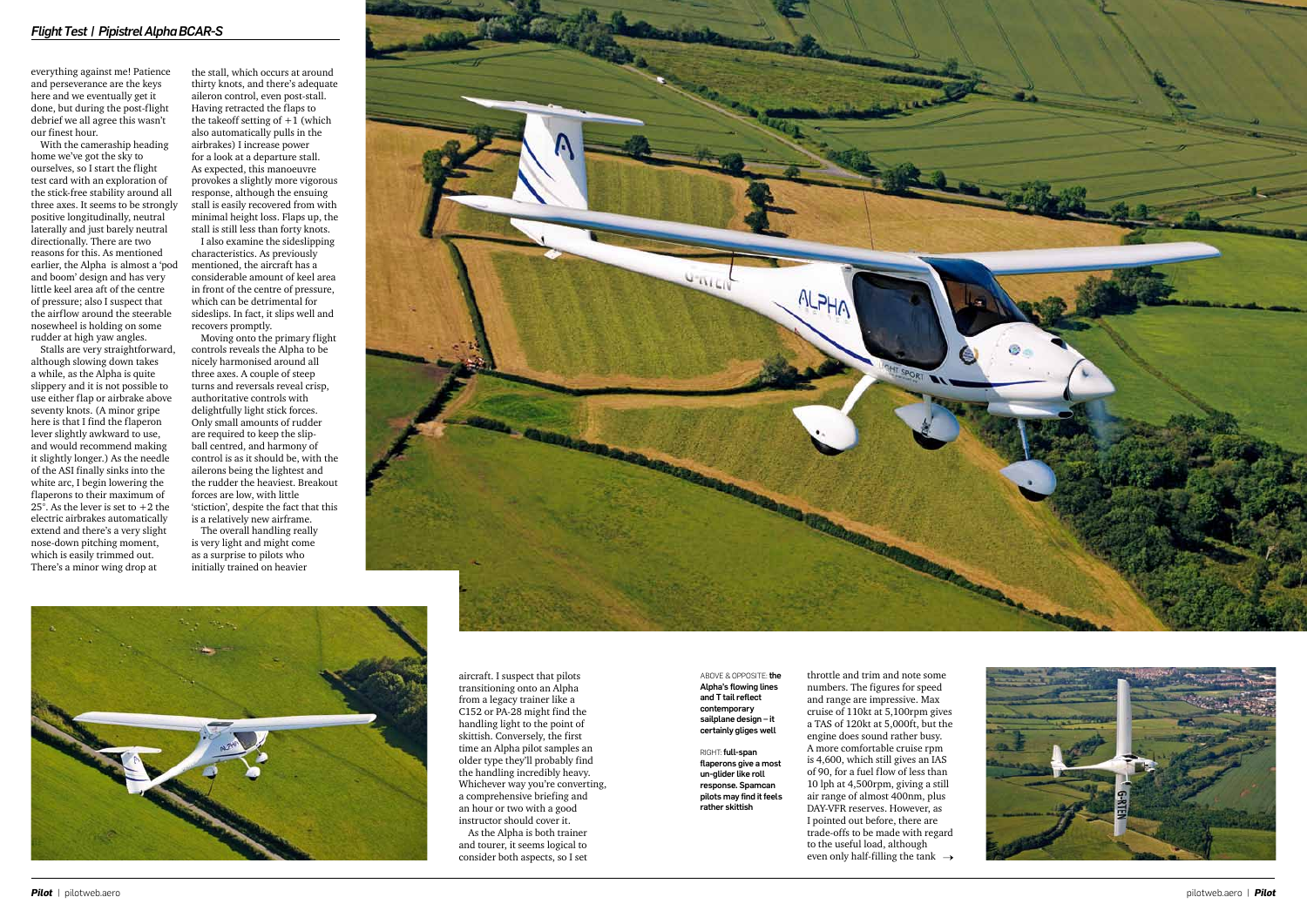everything against me! Patience and perseverance are the keys here and we eventually get it done, but during the post-flight debrief we all agree this wasn't our finest hour.

With the cameraship heading home we've got the sky to ourselves, so I start the flight test card with an exploration of the stick-free stability around all three axes. It seems to be strongly positive longitudinally, neutral laterally and just barely neutral directionally. There are two reasons for this. As mentioned earlier, the Alpha is almost a 'pod and boom' design and has very little keel area aft of the centre of pressure; also I suspect that the airflow around the steerable nosewheel is holding on some rudder at high yaw angles.

Stalls are very straightforward, although slowing down takes a while, as the Alpha is quite slippery and it is not possible to use either flap or airbrake above seventy knots. (A minor gripe here is that I find the flaperon lever slightly awkward to use, and would recommend making it slightly longer.) As the needle of the ASI finally sinks into the white arc, I begin lowering the flaperons to their maximum of 25°. As the lever is set to +2 the electric airbrakes automatically extend and there's a very slight nose-down pitching moment, which is easily trimmed out. There's a minor wing drop at the stall, which occurs at around thirty knots, and there's adequate aileron control, even post-stall. Having retracted the flaps to the takeoff setting of +1 (which also automatically pulls in the airbrakes) I increase power for a look at a departure stall. As expected, this manoeuvre provokes a slightly more vigorous response, although the ensuing stall is easily recovered from with minimal height loss. Flaps up, the stall is still less than forty knots.

I also examine the sideslipping characteristics. As previously mentioned, the aircraft has a considerable amount of keel area in front of the centre of pressure, which can be detrimental for sideslips. In fact, it slips well and recovers promptly.

Moving onto the primary flight controls reveals the Alpha to be nicely harmonised around all three axes. A couple of steep turns and reversals reveal crisp, authoritative controls with delightfully light stick forces. Only small amounts of rudder are required to keep the slip-ball centred, and harmony of control is as it should be, with the ailerons being the lightest and the rudder the heaviest. Breakout forces are low, with little 'stiction', despite the fact that this is a relatively new airframe.

The overall handling really is very light and might come as a surprise to pilots who initially trained on heavier aircraft. I suspect that pilots transitioning onto an Alpha from a legacy trainer like a C152 or PA-28 might find the handling light to the point of skittish. Conversely, the first time an Alpha pilot samples an older type they'll probably find the handling incredibly heavy. Whichever way you're converting, a comprehensive briefing and an hour or two with a good instructor should cover it.

As the Alpha is both trainer and tourer, it seems logical to consider both aspects, so I set throttle and trim and note some numbers. The figures for speed and range are impressive. Max cruise of 110kt at 5,100rpm gives a TAS of 120kt at 5,000ft, but the engine does sound rather busy. A more comfortable cruise rpm is 4,600, which still gives an IAS of 90, for a fuel flow of less than 10 lph at 4,500rpm, giving a still air range of almost 400nm, plus DAY-VFR reserves. However, as I pointed out before, there are trade-offs to be made with regard to the useful load, although even only half-filling the tank →

ABOVE & OPPOSITE: **the Alpha's flowing lines and T tail reflect contemporary sailplane design – it certainly gliges well**

RIGHT: **full-span flaperons give a most un-glider like roll response. Spamcan pilots may find it feels rather skittish**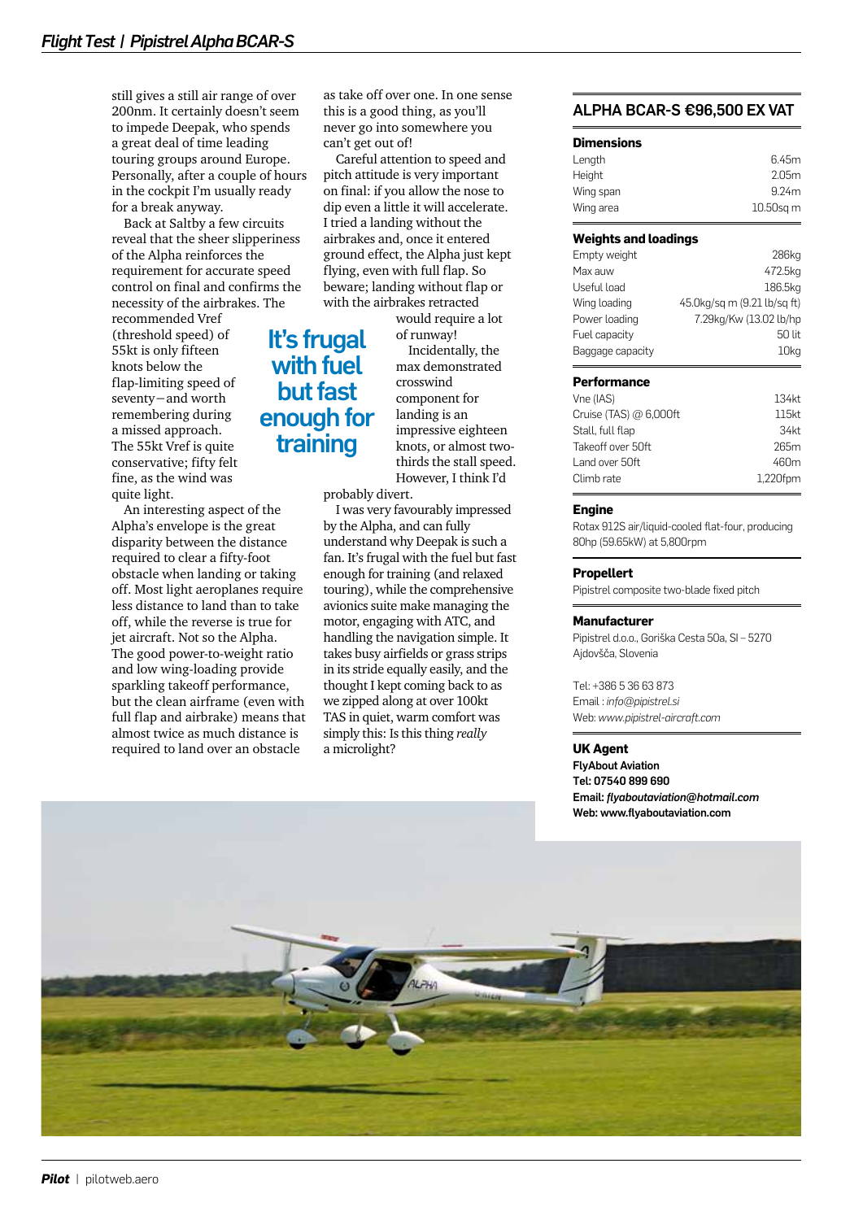still gives a still air range of over 200nm. It certainly doesn't seem to impede Deepak, who spends a great deal of time leading touring groups around Europe. Personally, after a couple of hours in the cockpit I'm usually ready for a break anyway.

Back at Saltby a few circuits reveal that the sheer slipperiness of the Alpha reinforces the requirement for accurate speed control on final and confirms the necessity of the airbrakes. The recommended Vref (threshold speed) of 55kt is only fifteen knots below the flap-limiting speed of seventy—and worth remembering during a missed approach. The 55kt Vref is quite conservative; fifty felt fine, as the wind was quite light.

An interesting aspect of the Alpha's envelope is the great disparity between the distance required to clear a fifty-foot obstacle when landing or taking off. Most light aeroplanes require less distance to land than to take off, while the reverse is true for jet aircraft. Not so the Alpha. The good power-to-weight ratio and low wing-loading provide sparkling takeoff performance, but the clean airframe (even with full flap and airbrake) means that almost twice as much distance is required to land over an obstacle as take off over one. In one sense this is a good thing, as you'll never go into somewhere you can't get out of!

Careful attention to speed and pitch attitude is very important on final: if you allow the nose to dip even a little it will accelerate. I tried a landing without the airbrakes and, once it entered ground effect, the Alpha just kept flying, even with full flap. So beware; landing without flap or with the airbrakes retracted would require a lot of runway!

**It's frugal with fuel but fast enough for training**

Incidentally, the max demonstrated crosswind component for landing is an impressive eighteen knots, or almost two-thirds the stall speed. However, I think I'd probably divert.

I was very favourably impressed by the Alpha, and can fully understand why Deepak is such a fan. It's frugal with the fuel but fast enough for training (and relaxed touring), while the comprehensive avionics suite make managing the motor, engaging with ATC, and handling the navigation simple. It takes busy airfields or grass strips in its stride equally easily, and the thought I kept coming back to as we zipped along at over 100kt TAS in quiet, warm comfort was simply this: Is this thing *really* a microlight?

## ALPHA BCAR-S €96,500 EX VAT

### Dimensions

| | |
|---|---|
| Length | 6.45m |
| Height | 2.05m |
| Wing span | 9.24m |
| Wing area | 10.50sq m |

### Weights and loadings

| | |
|---|---|
| Empty weight | 286kg |
| Max auw | 472.5kg |
| Useful load | 186.5kg |
| Wing loading | 45.0kg/sq m (9.21 lb/sq ft) |
| Power loading | 7.29kg/Kw (13.02 lb/hp |
| Fuel capacity | 50 lit |
| Baggage capacity | 10kg |

### Performance

| | |
|---|---|
| Vne (IAS) | 134kt |
| Cruise (TAS) @ 6,000ft | 115kt |
| Stall, full flap | 34kt |
| Takeoff over 50ft | 265m |
| Land over 50ft | 460m |
| Climb rate | 1,220fpm |

### Engine

Rotax 912S air/liquid-cooled flat-four, producing 80hp (59.65kW) at 5,800rpm

### Propellert

Pipistrel composite two-blade fixed pitch

### Manufacturer

Pipistrel d.o.o., Goriška Cesta 50a, SI – 5270 Ajdovšča, Slovenia

Tel: +386 5 36 63 873
Email : *info@pipistrel.si*
Web: *www.pipistrel-aircraft.com*

### UK Agent

**FlyAbout Aviation**
**Tel: 07540 899 690**
**Email:** ***flyaboutaviation@hotmail.com***
**Web: www.flyaboutaviation.com**